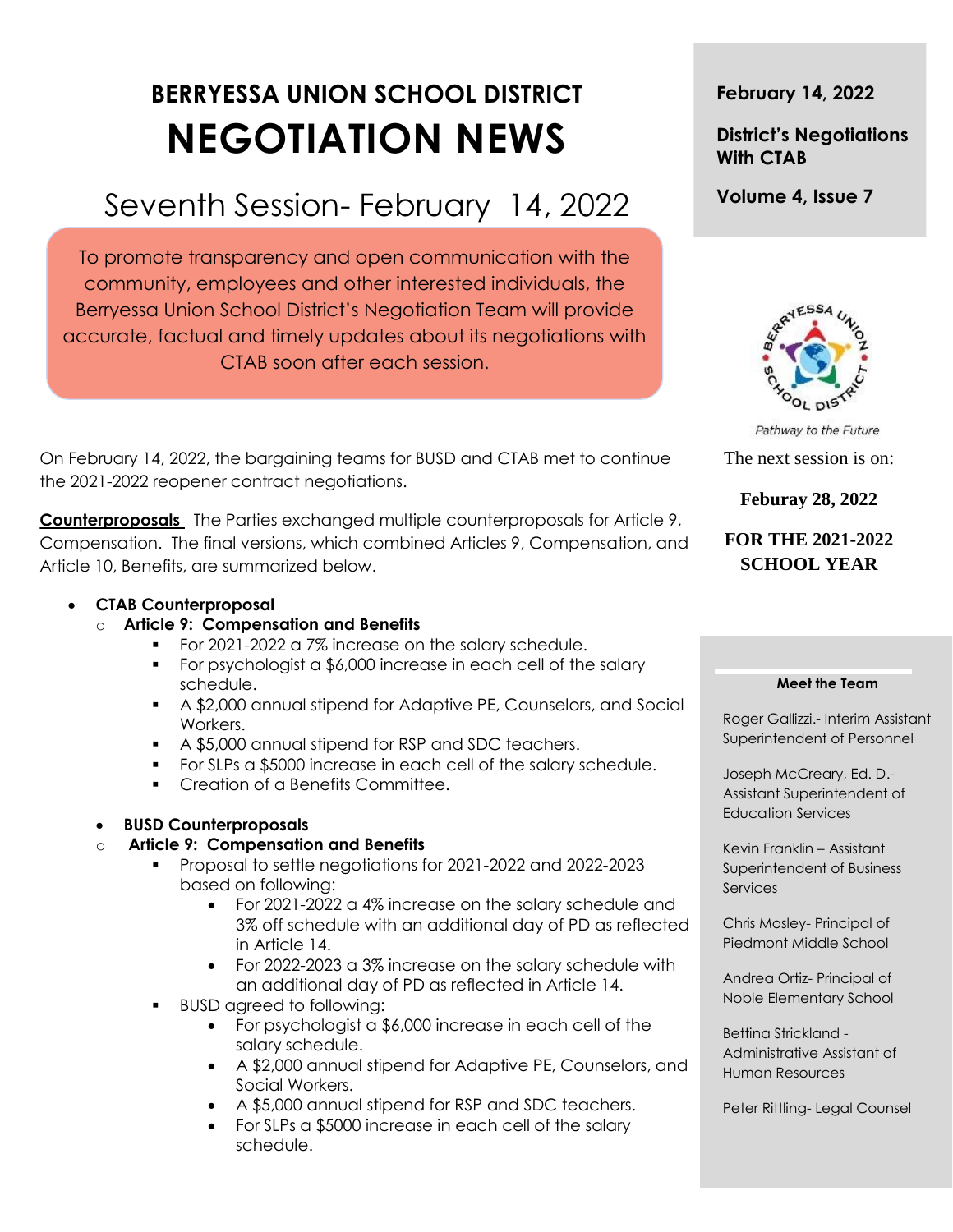# BERRYESSA UNION SCHOOL DISTRICT
# NEGOTIATION NEWS

## Seventh Session- February 14, 2022

To promote transparency and open communication with the community, employees and other interested individuals, the Berryessa Union School District's Negotiation Team will provide accurate, factual and timely updates about its negotiations with CTAB soon after each session.

**February 14, 2022**

**District's Negotiations With CTAB**

**Volume 4, Issue 7**

*Pathway to the Future*

The next session is on:

**Feburay 28, 2022**

**FOR THE 2021-2022 SCHOOL YEAR**

On February 14, 2022, the bargaining teams for BUSD and CTAB met to continue the 2021-2022 reopener contract negotiations.

**Counterproposals** The Parties exchanged multiple counterproposals for Article 9, Compensation. The final versions, which combined Articles 9, Compensation, and Article 10, Benefits, are summarized below.

- **CTAB Counterproposal**
  - **Article 9: Compensation and Benefits**
    - For 2021-2022 a 7% increase on the salary schedule.
    - For psychologist a $6,000 increase in each cell of the salary schedule.
    - A $2,000 annual stipend for Adaptive PE, Counselors, and Social Workers.
    - A $5,000 annual stipend for RSP and SDC teachers.
    - For SLPs a $5000 increase in each cell of the salary schedule.
    - Creation of a Benefits Committee.

- **BUSD Counterproposals**
  - **Article 9: Compensation and Benefits**
    - Proposal to settle negotiations for 2021-2022 and 2022-2023 based on following:
      - For 2021-2022 a 4% increase on the salary schedule and 3% off schedule with an additional day of PD as reflected in Article 14.
      - For 2022-2023 a 3% increase on the salary schedule with an additional day of PD as reflected in Article 14.
    - BUSD agreed to following:
      - For psychologist a $6,000 increase in each cell of the salary schedule.
      - A $2,000 annual stipend for Adaptive PE, Counselors, and Social Workers.
      - A $5,000 annual stipend for RSP and SDC teachers.
      - For SLPs a $5000 increase in each cell of the salary schedule.

**Meet the Team**

Roger Gallizzi.- Interim Assistant Superintendent of Personnel

Joseph McCreary, Ed. D.- Assistant Superintendent of Education Services

Kevin Franklin – Assistant Superintendent of Business Services

Chris Mosley- Principal of Piedmont Middle School

Andrea Ortiz- Principal of Noble Elementary School

Bettina Strickland - Administrative Assistant of Human Resources

Peter Rittling- Legal Counsel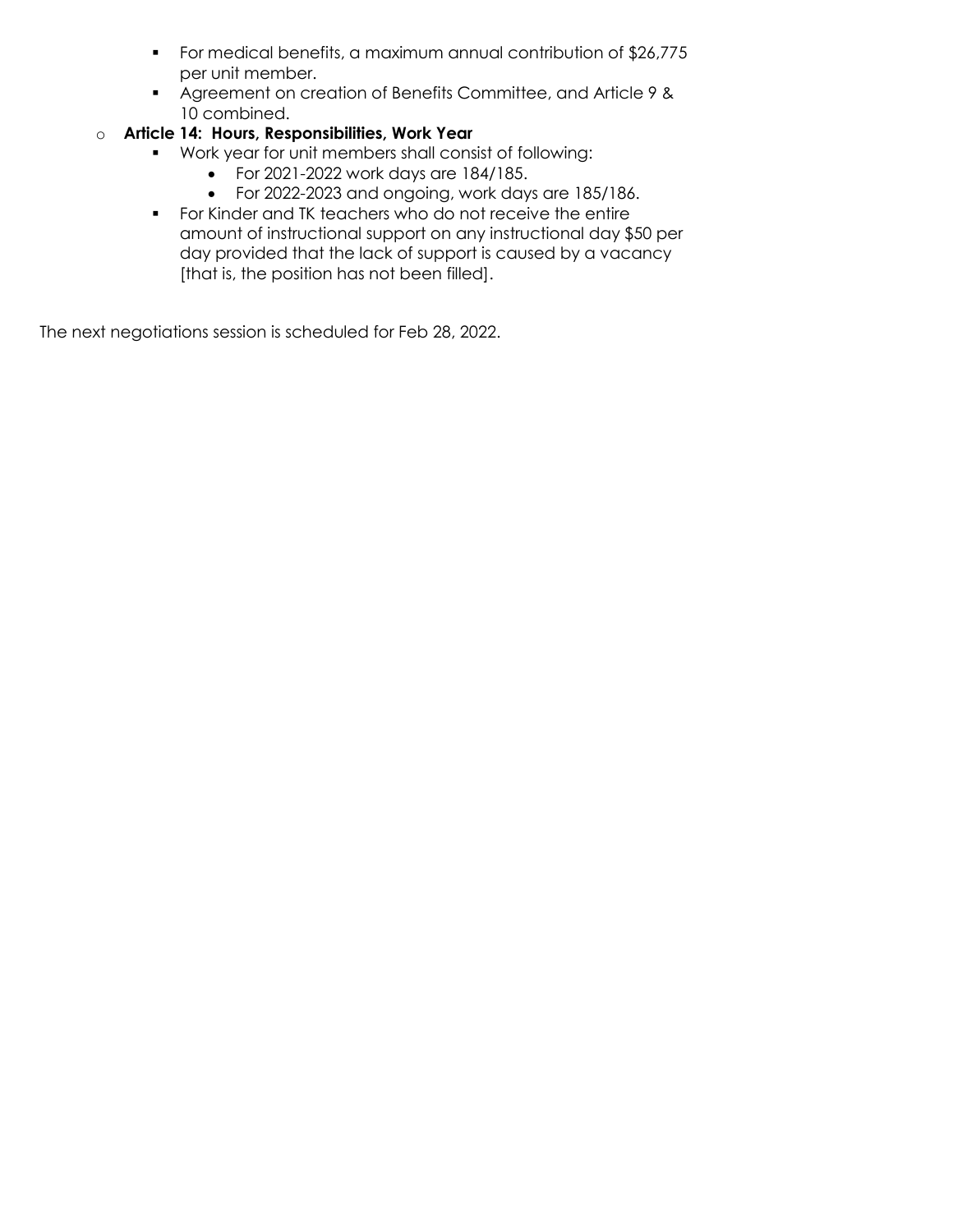- For medical benefits, a maximum annual contribution of $26,775 per unit member.
    - Agreement on creation of Benefits Committee, and Article 9 & 10 combined.
  - **Article 14: Hours, Responsibilities, Work Year**
    - Work year for unit members shall consist of following:
      - For 2021-2022 work days are 184/185.
      - For 2022-2023 and ongoing, work days are 185/186.
    - For Kinder and TK teachers who do not receive the entire amount of instructional support on any instructional day $50 per day provided that the lack of support is caused by a vacancy [that is, the position has not been filled].

The next negotiations session is scheduled for Feb 28, 2022.